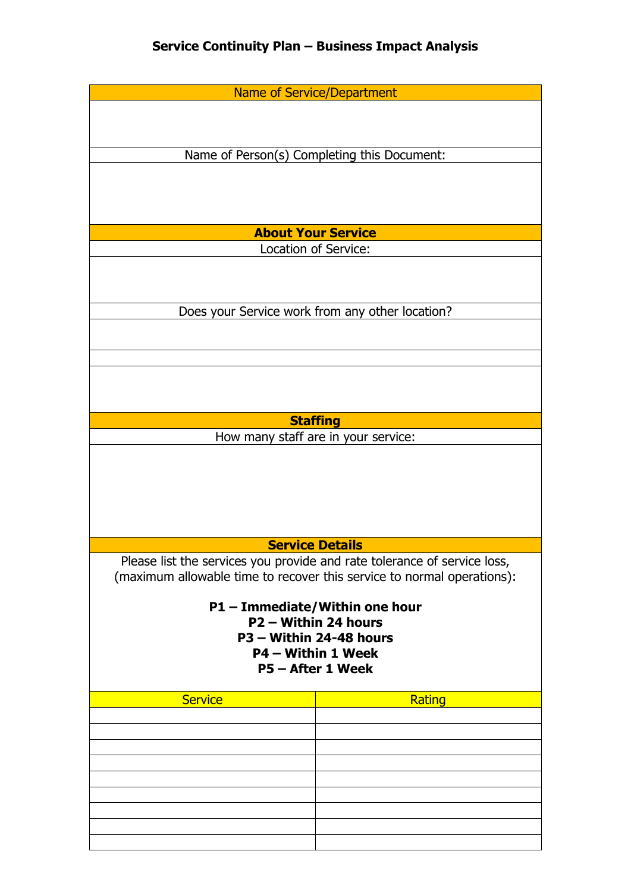# Service Continuity Plan – Business Impact Analysis

| Name of Service/Department |
|---|
| |
| Name of Person(s) Completing this Document: |
| |
| **About Your Service** |
| Location of Service: |
| |
| Does your Service work from any other location? |
| |
| |
| |
| **Staffing** |
| How many staff are in your service: |
| |
| **Service Details** |
| Please list the services you provide and rate tolerance of service loss, (maximum allowable time to recover this service to normal operations): |

**P1 – Immediate/Within one hour**
**P2 – Within 24 hours**
**P3 – Within 24-48 hours**
**P4 – Within 1 Week**
**P5 – After 1 Week**

| Service | Rating |
|---|---|
| | |
| | |
| | |
| | |
| | |
| | |
| | |
| | |
| | |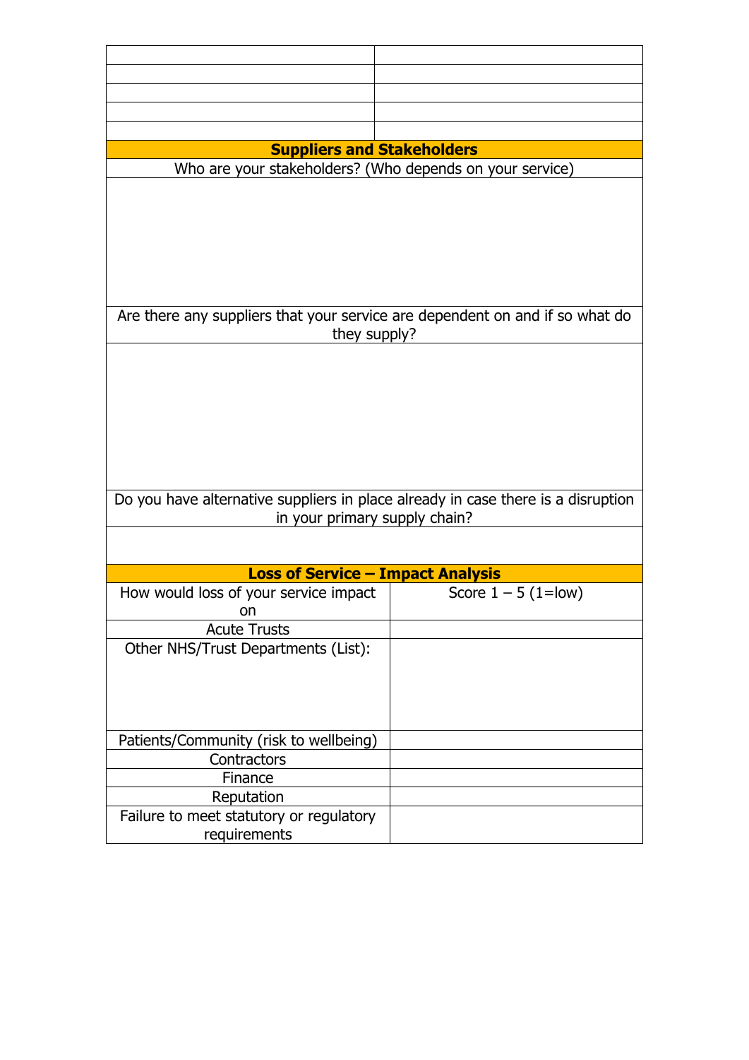| | |
|---|---|
| | |
| | |
| | |
| | |
| | |

## Suppliers and Stakeholders

| Who are your stakeholders? (Who depends on your service) |
|---|
| |
| Are there any suppliers that your service are dependent on and if so what do they supply? |
| |
| Do you have alternative suppliers in place already in case there is a disruption in your primary supply chain? |
| |

## Loss of Service – Impact Analysis

| How would loss of your service impact on | Score 1 – 5 (1=low) |
|---|---|
| Acute Trusts | |
| Other NHS/Trust Departments (List): | |
| Patients/Community (risk to wellbeing) | |
| Contractors | |
| Finance | |
| Reputation | |
| Failure to meet statutory or regulatory requirements | |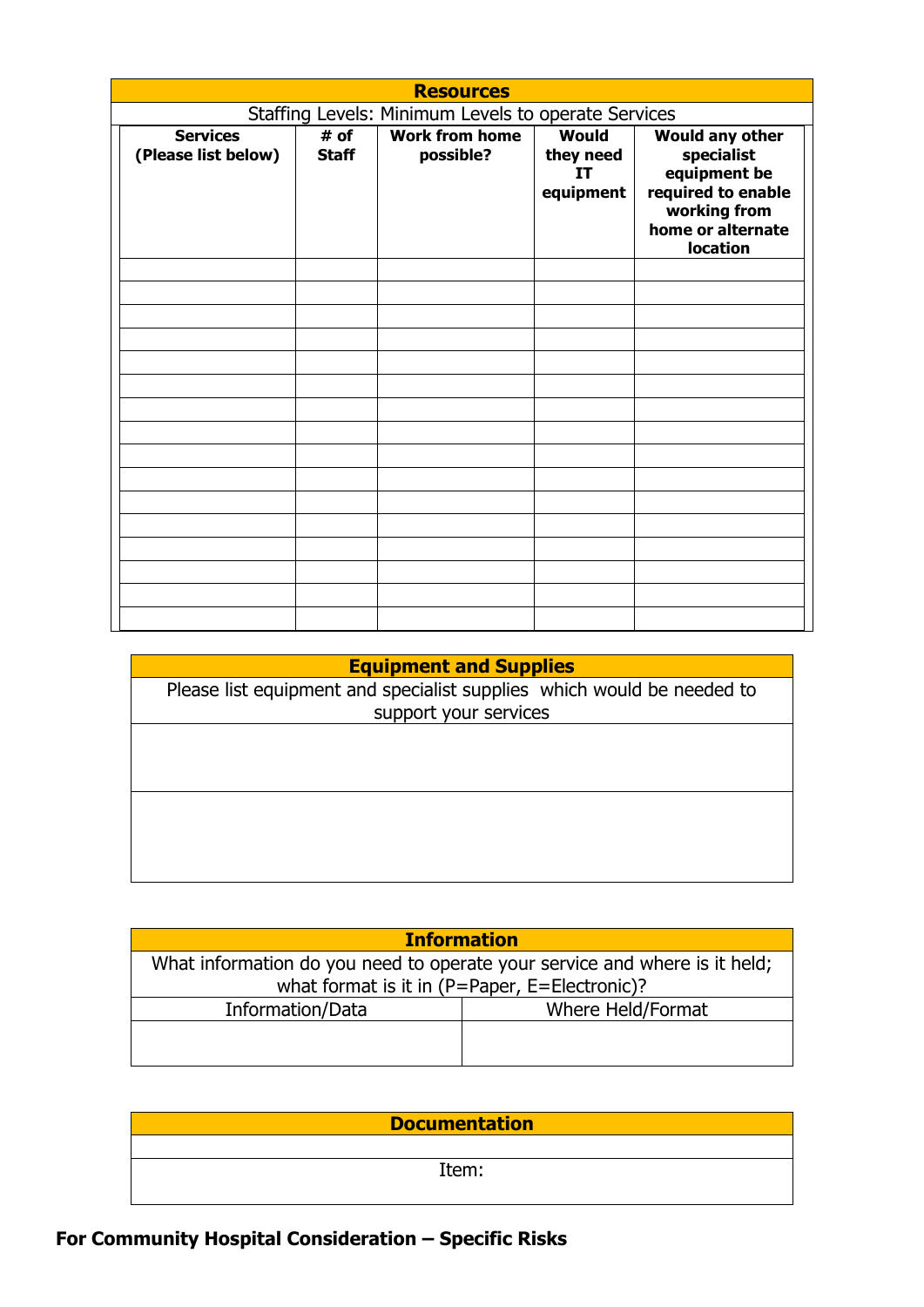## Resources

Staffing Levels: Minimum Levels to operate Services

| Services (Please list below) | # of Staff | Work from home possible? | Would they need IT equipment | Would any other specialist equipment be required to enable working from home or alternate location |
|---|---|---|---|---|
| | | | | |
| | | | | |
| | | | | |
| | | | | |
| | | | | |
| | | | | |
| | | | | |
| | | | | |
| | | | | |
| | | | | |
| | | | | |
| | | | | |
| | | | | |
| | | | | |
| | | | | |
| | | | | |

## Equipment and Supplies

| Please list equipment and specialist supplies which would be needed to support your services |
|---|
| |
| |

## Information

What information do you need to operate your service and where is it held; what format is it in (P=Paper, E=Electronic)?

| Information/Data | Where Held/Format |
|---|---|
| | |

## Documentation

| |
|---|
| Item: |

**For Community Hospital Consideration – Specific Risks**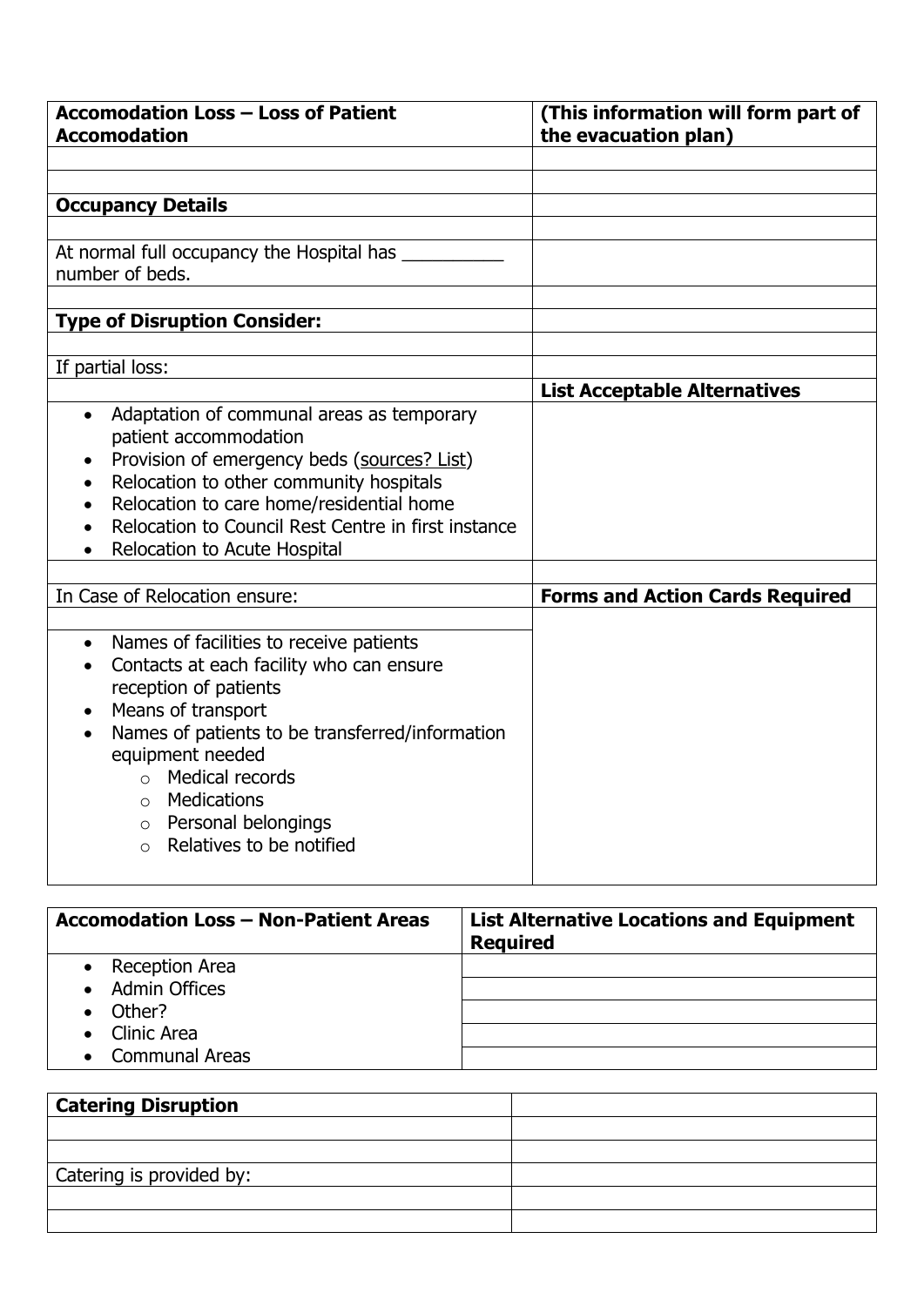| **Accomodation Loss – Loss of Patient Accomodation** | **(This information will form part of the evacuation plan)** |
| --- | --- |
| | |
| | |
| **Occupancy Details** | |
| | |
| At normal full occupancy the Hospital has __________ number of beds. | |
| | |
| **Type of Disruption Consider:** | |
| | |
| If partial loss: | |
| | **List Acceptable Alternatives** |
| • Adaptation of communal areas as temporary patient accommodation<br>• Provision of emergency beds (sources? List)<br>• Relocation to other community hospitals<br>• Relocation to care home/residential home<br>• Relocation to Council Rest Centre in first instance<br>• Relocation to Acute Hospital | |
| | |
| In Case of Relocation ensure: | **Forms and Action Cards Required** |
| | |
| • Names of facilities to receive patients<br>• Contacts at each facility who can ensure reception of patients<br>• Means of transport<br>• Names of patients to be transferred/information equipment needed<br>&nbsp;&nbsp;&nbsp;&nbsp;○ Medical records<br>&nbsp;&nbsp;&nbsp;&nbsp;○ Medications<br>&nbsp;&nbsp;&nbsp;&nbsp;○ Personal belongings<br>&nbsp;&nbsp;&nbsp;&nbsp;○ Relatives to be notified | |

| **Accomodation Loss – Non-Patient Areas** | **List Alternative Locations and Equipment Required** |
| --- | --- |
| • Reception Area<br>• Admin Offices<br>• Other?<br>• Clinic Area<br>• Communal Areas | |

| **Catering Disruption** | |
| --- | --- |
| | |
| | |
| Catering is provided by: | |
| | |
| | |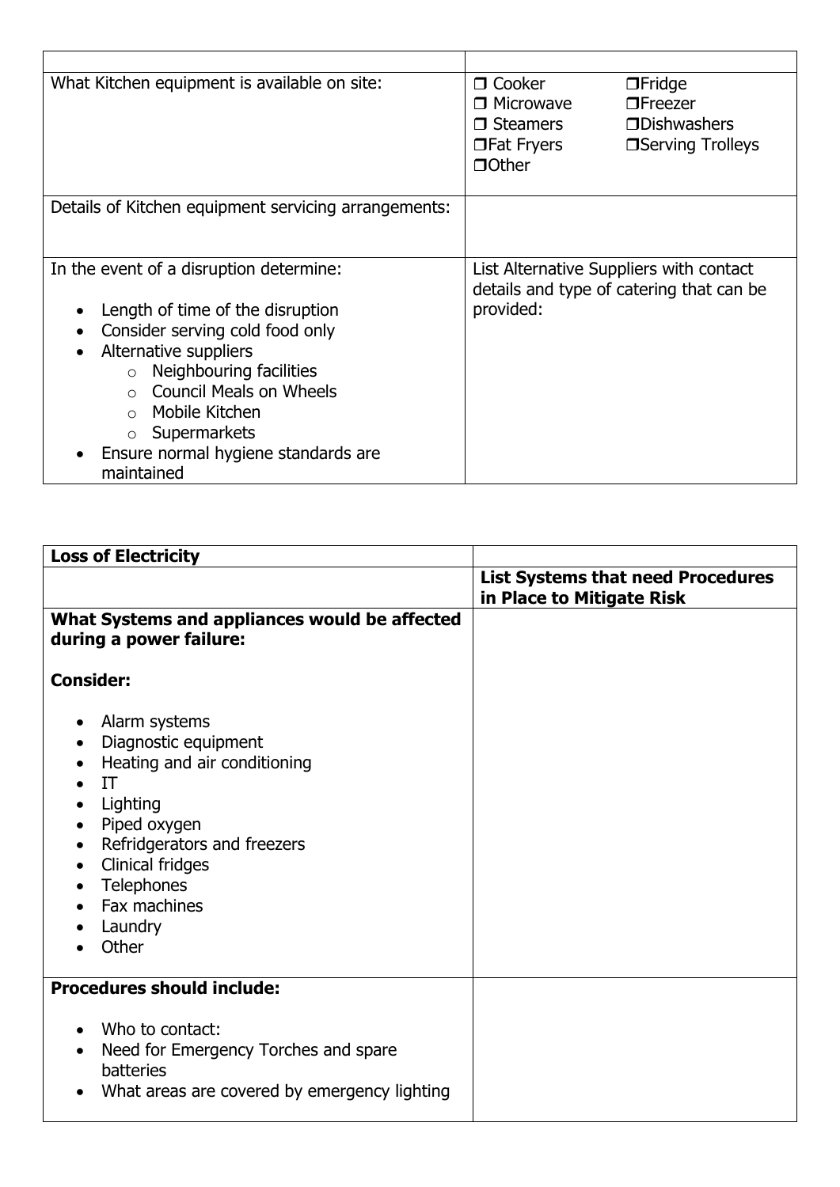| | |
|---|---|
| What Kitchen equipment is available on site: | ❒ Cooker ❒ Fridge<br>❒ Microwave ❒ Freezer<br>❒ Steamers ❒ Dishwashers<br>❒ Fat Fryers ❒ Serving Trolleys<br>❒ Other |
| Details of Kitchen equipment servicing arrangements: | |
| In the event of a disruption determine:<br><br>• Length of time of the disruption<br>• Consider serving cold food only<br>• Alternative suppliers<br>&nbsp;&nbsp;&nbsp;&nbsp;○ Neighbouring facilities<br>&nbsp;&nbsp;&nbsp;&nbsp;○ Council Meals on Wheels<br>&nbsp;&nbsp;&nbsp;&nbsp;○ Mobile Kitchen<br>&nbsp;&nbsp;&nbsp;&nbsp;○ Supermarkets<br>• Ensure normal hygiene standards are maintained | List Alternative Suppliers with contact details and type of catering that can be provided: |

| **Loss of Electricity** | |
|---|---|
| | **List Systems that need Procedures in Place to Mitigate Risk** |
| **What Systems and appliances would be affected during a power failure:**<br><br>**Consider:**<br><br>• Alarm systems<br>• Diagnostic equipment<br>• Heating and air conditioning<br>• IT<br>• Lighting<br>• Piped oxygen<br>• Refridgerators and freezers<br>• Clinical fridges<br>• Telephones<br>• Fax machines<br>• Laundry<br>• Other | |
| **Procedures should include:**<br><br>• Who to contact:<br>• Need for Emergency Torches and spare batteries<br>• What areas are covered by emergency lighting | |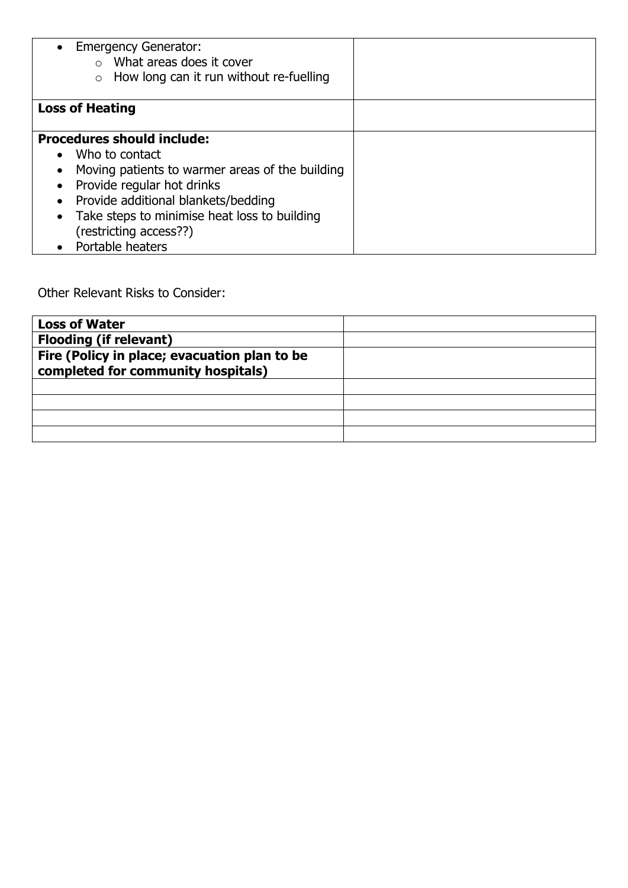| | |
|---|---|
| • Emergency Generator:<br>  ○ What areas does it cover<br>  ○ How long can it run without re-fuelling | |
| **Loss of Heating** | |
| **Procedures should include:**<br>• Who to contact<br>• Moving patients to warmer areas of the building<br>• Provide regular hot drinks<br>• Provide additional blankets/bedding<br>• Take steps to minimise heat loss to building (restricting access??)<br>• Portable heaters | |

Other Relevant Risks to Consider:

| | |
|---|---|
| **Loss of Water** | |
| **Flooding (if relevant)** | |
| **Fire (Policy in place; evacuation plan to be completed for community hospitals)** | |
| | |
| | |
| | |
| | |